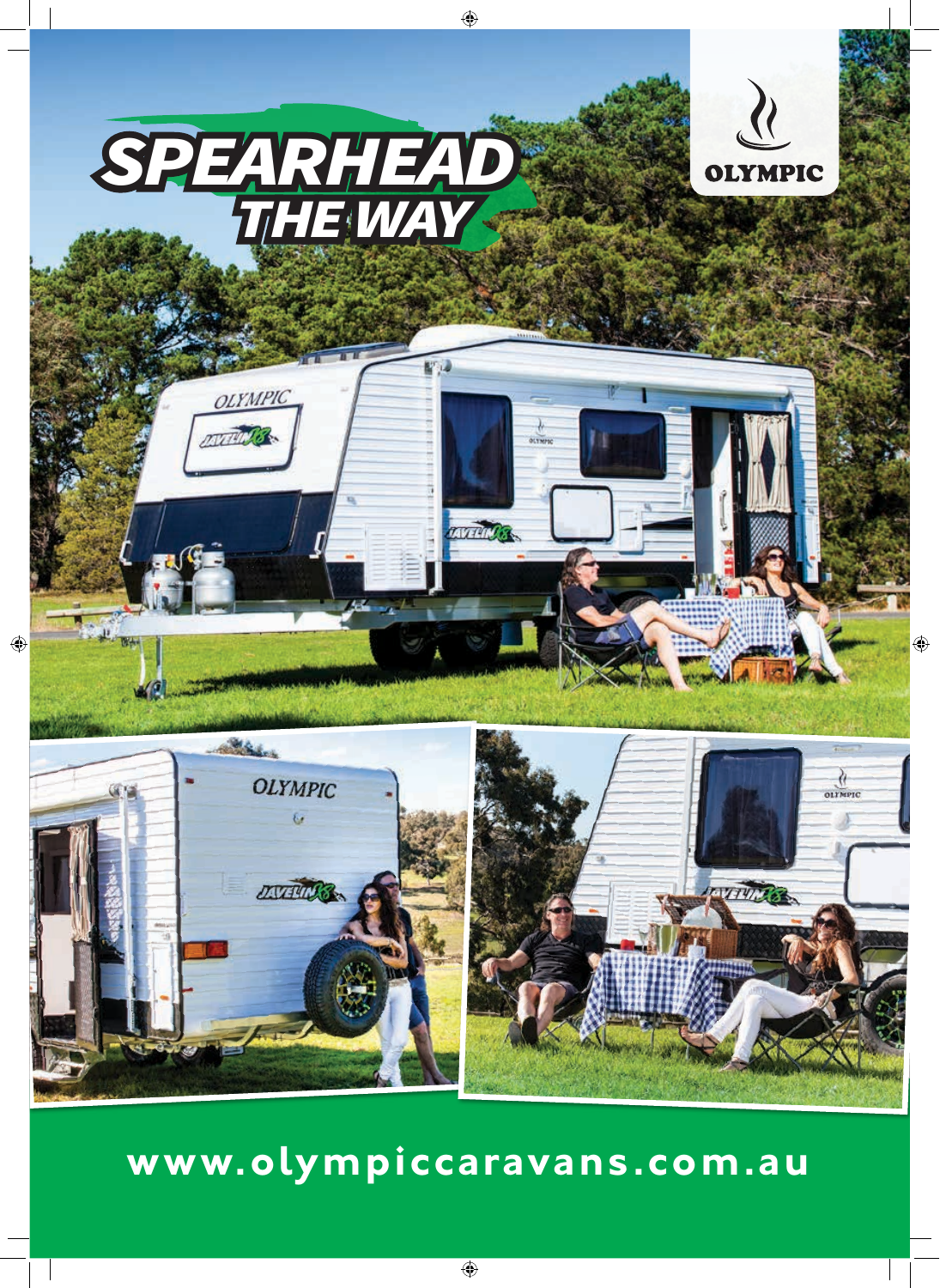# SPEARHEAD THE WAY

OLYMPIC

**www.olympiccaravans.com.au**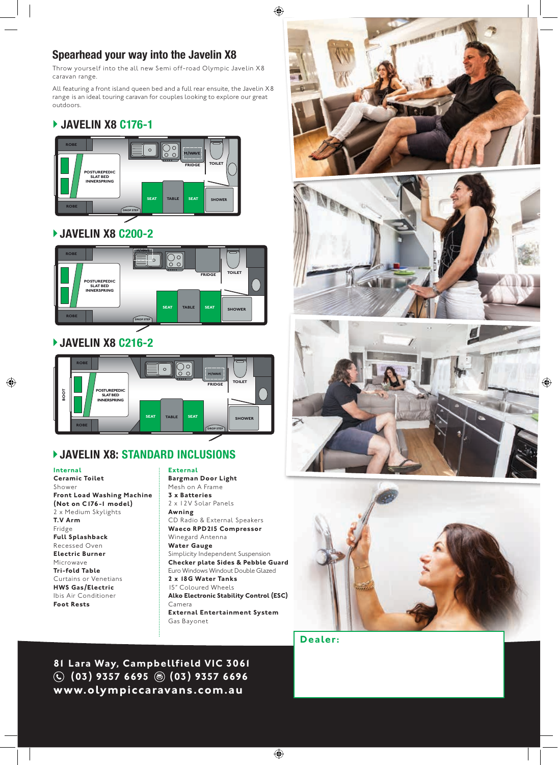## Spearhead your way into the Javelin X8

Throw yourself into the all new Semi off-road Olympic Javelin X8 caravan range.

All featuring a front island queen bed and a full rear ensuite, the Javelin X8 range is an ideal touring caravan for couples looking to explore our great outdoors.

### JAVELIN X8 C176-1

ROBE
POSTUREPEDIC SLAT BED INNERSPRING
ROBE
M/WAVE
FRIDGE
TOILET
SEAT
TABLE
SEAT
SHOWER
DROP STEP

### JAVELIN X8 C200-2

ROBE
POSTUREPEDIC SLAT BED INNERSPRING
ROBE
M/WAVE
FRIDGE
TOILET
SEAT
TABLE
SEAT
SHOWER
DROP STEP

### JAVELIN X8 C216-2

BOOT
ROBE
POSTUREPEDIC SLAT BED INNERSPRING
ROBE
M/WAVE
FRIDGE
TOILET
SEAT
TABLE
SEAT
SHOWER
DROP STEP

### JAVELIN X8: STANDARD INCLUSIONS

**Internal**

**Ceramic Toilet**
Shower
**Front Load Washing Machine (Not on C176-1 model)**
2 x Medium Skylights
**T.V Arm**
Fridge
**Full Splashback**
Recessed Oven
**Electric Burner**
Microwave
**Tri-fold Table**
Curtains or Venetians
**HWS Gas/Electric**
Ibis Air Conditioner
**Foot Rests**

**External**

**Bargman Door Light**
Mesh on A Frame
**3 x Batteries**
2 x 12V Solar Panels
**Awning**
CD Radio & External Speakers
**Waeco RPD215 Compressor**
Winegard Antenna
**Water Gauge**
Simplicity Independent Suspension
**Checker plate Sides & Pebble Guard**
Euro Windows Windout Double Glazed
**2 x 18G Water Tanks**
15" Coloured Wheels
**Alko Electronic Stability Control (ESC)**
Camera
**External Entertainment System**
Gas Bayonet

**81 Lara Way, Campbellfield VIC 3061**
**(03) 9357 6695 (03) 9357 6696**
**www.olympiccaravans.com.au**

**Dealer:**